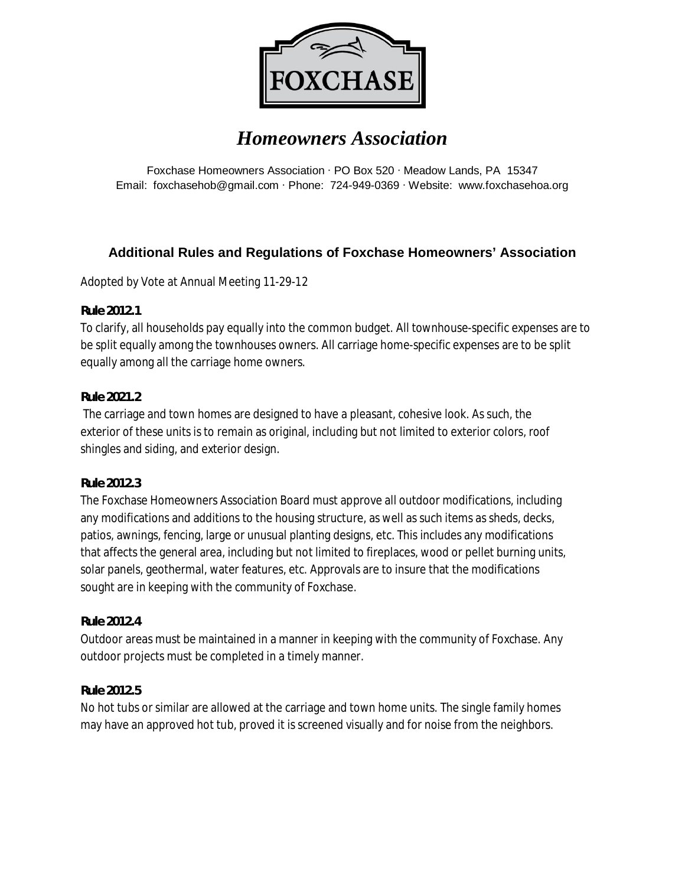# FOXCHASE

## *Homeowners Association*

Foxchase Homeowners Association · PO Box 520 · Meadow Lands, PA 15347
Email: foxchasehob@gmail.com · Phone: 724-949-0369 · Website: www.foxchasehoa.org

### Additional Rules and Regulations of Foxchase Homeowners' Association

Adopted by Vote at Annual Meeting 11-29-12

**Rule 2012.1**
To clarify, all households pay equally into the common budget. All townhouse-specific expenses are to be split equally among the townhouses owners. All carriage home-specific expenses are to be split equally among all the carriage home owners.

**Rule 2021.2**
The carriage and town homes are designed to have a pleasant, cohesive look. As such, the exterior of these units is to remain as original, including but not limited to exterior colors, roof shingles and siding, and exterior design.

**Rule 2012.3**
The Foxchase Homeowners Association Board must approve all outdoor modifications, including any modifications and additions to the housing structure, as well as such items as sheds, decks, patios, awnings, fencing, large or unusual planting designs, etc. This includes any modifications that affects the general area, including but not limited to fireplaces, wood or pellet burning units, solar panels, geothermal, water features, etc. Approvals are to insure that the modifications sought are in keeping with the community of Foxchase.

**Rule 2012.4**
Outdoor areas must be maintained in a manner in keeping with the community of Foxchase. Any outdoor projects must be completed in a timely manner.

**Rule 2012.5**
No hot tubs or similar are allowed at the carriage and town home units. The single family homes may have an approved hot tub, proved it is screened visually and for noise from the neighbors.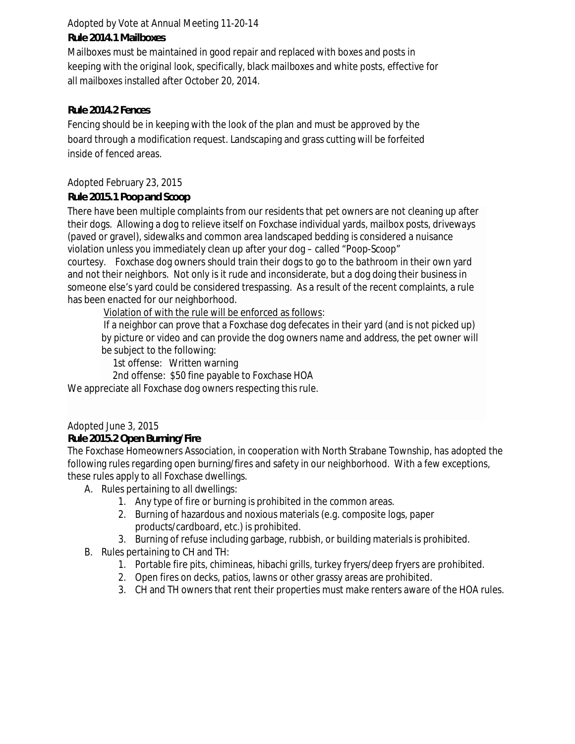Adopted by Vote at Annual Meeting 11-20-14

**Rule 2014.1 Mailboxes**

Mailboxes must be maintained in good repair and replaced with boxes and posts in keeping with the original look, specifically, black mailboxes and white posts, effective for all mailboxes installed after October 20, 2014.

**Rule 2014.2 Fences**

Fencing should be in keeping with the look of the plan and must be approved by the board through a modification request. Landscaping and grass cutting will be forfeited inside of fenced areas.

Adopted February 23, 2015

**Rule 2015.1 Poop and Scoop**

There have been multiple complaints from our residents that pet owners are not cleaning up after their dogs. Allowing a dog to relieve itself on Foxchase individual yards, mailbox posts, driveways (paved or gravel), sidewalks and common area landscaped bedding is considered a nuisance violation unless you immediately clean up after your dog – called "Poop-Scoop" courtesy. Foxchase dog owners should train their dogs to go to the bathroom in their own yard and not their neighbors. Not only is it rude and inconsiderate, but a dog doing their business in someone else's yard could be considered trespassing. As a result of the recent complaints, a rule has been enacted for our neighborhood.

<u>Violation of with the rule will be enforced as follows</u>:

If a neighbor can prove that a Foxchase dog defecates in their yard (and is not picked up) by picture or video and can provide the dog owners name and address, the pet owner will be subject to the following:

1st offense: Written warning

2nd offense: $50 fine payable to Foxchase HOA

We appreciate all Foxchase dog owners respecting this rule.

Adopted June 3, 2015

**Rule 2015.2 Open Burning/Fire**

The Foxchase Homeowners Association, in cooperation with North Strabane Township, has adopted the following rules regarding open burning/fires and safety in our neighborhood. With a few exceptions, these rules apply to all Foxchase dwellings.

A. Rules pertaining to all dwellings:
   1. Any type of fire or burning is prohibited in the common areas.
   2. Burning of hazardous and noxious materials (e.g. composite logs, paper products/cardboard, etc.) is prohibited.
   3. Burning of refuse including garbage, rubbish, or building materials is prohibited.
B. Rules pertaining to CH and TH:
   1. Portable fire pits, chimineas, hibachi grills, turkey fryers/deep fryers are prohibited.
   2. Open fires on decks, patios, lawns or other grassy areas are prohibited.
   3. CH and TH owners that rent their properties must make renters aware of the HOA rules.